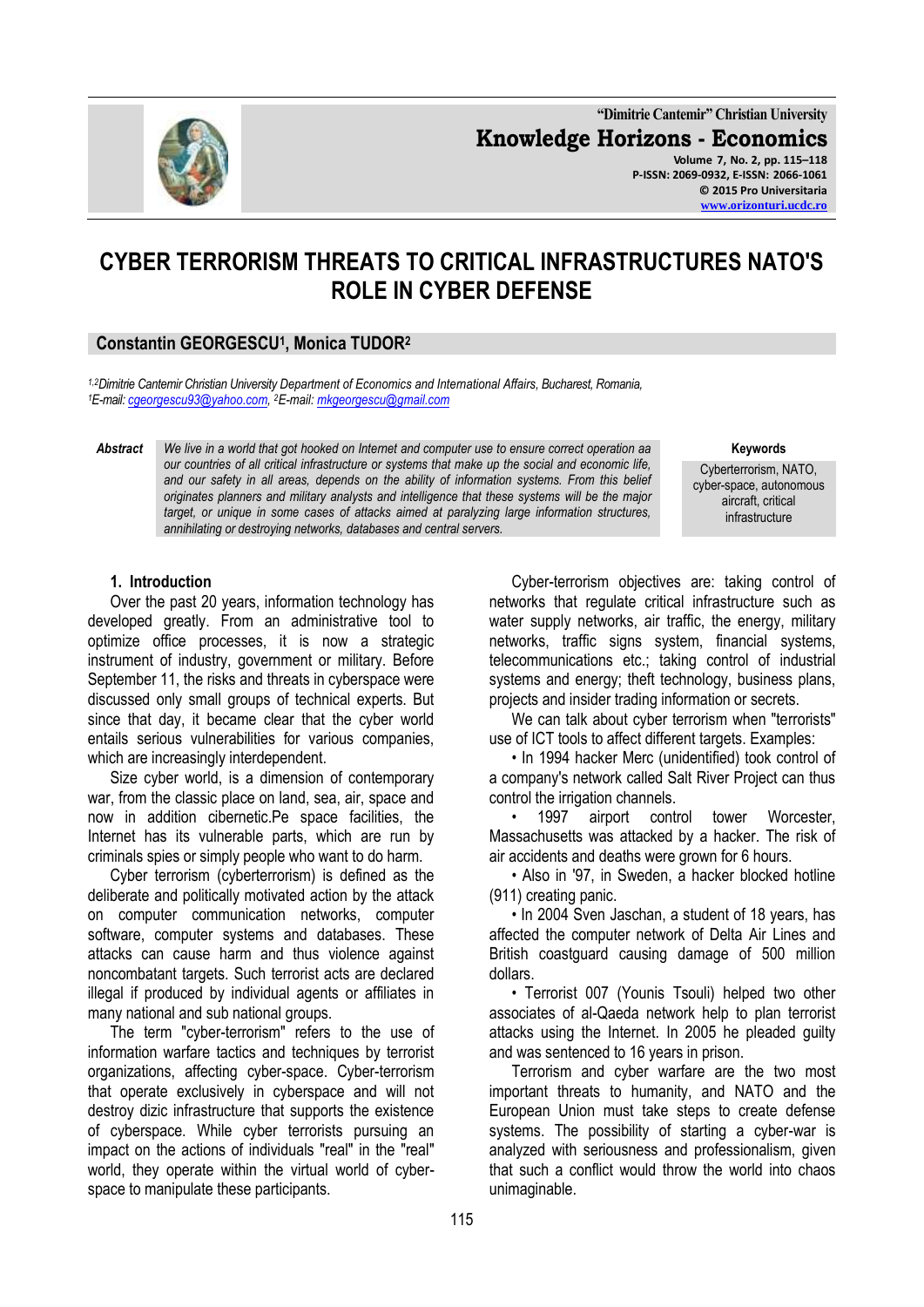# CYBER TERRORISM THREATS TO CRITICAL INFRASTRUCTURES NATO'S ROLE IN CYBER DEFENSE

**Constantin GEORGESCU[1], Monica TUDOR[2]**

*[1,2]Dimitrie Cantemir Christian University Department of Economics and International Affairs, Bucharest, Romania,*
*[1]E-mail: cgeorgescu93@yahoo.com, [2]E-mail: mkgeorgescu@gmail.com*

***Abstract*** *We live in a world that got hooked on Internet and computer use to ensure correct operation aa our countries of all critical infrastructure or systems that make up the social and economic life, and our safety in all areas, depends on the ability of information systems. From this belief originates planners and military analysts and intelligence that these systems will be the major target, or unique in some cases of attacks aimed at paralyzing large information structures, annihilating or destroying networks, databases and central servers.*

**Keywords**
Cyberterrorism, NATO, cyber-space, autonomous aircraft, critical infrastructure

## 1. Introduction

Over the past 20 years, information technology has developed greatly. From an administrative tool to optimize office processes, it is now a strategic instrument of industry, government or military. Before September 11, the risks and threats in cyberspace were discussed only small groups of technical experts. But since that day, it became clear that the cyber world entails serious vulnerabilities for various companies, which are increasingly interdependent.

Size cyber world, is a dimension of contemporary war, from the classic place on land, sea, air, space and now in addition cibernetic.Pe space facilities, the Internet has its vulnerable parts, which are run by criminals spies or simply people who want to do harm.

Cyber terrorism (cyberterrorism) is defined as the deliberate and politically motivated action by the attack on computer communication networks, computer software, computer systems and databases. These attacks can cause harm and thus violence against noncombatant targets. Such terrorist acts are declared illegal if produced by individual agents or affiliates in many national and sub national groups.

The term "cyber-terrorism" refers to the use of information warfare tactics and techniques by terrorist organizations, affecting cyber-space. Cyber-terrorism that operate exclusively in cyberspace and will not destroy dizic infrastructure that supports the existence of cyberspace. While cyber terrorists pursuing an impact on the actions of individuals "real" in the "real" world, they operate within the virtual world of cyber-space to manipulate these participants.

Cyber-terrorism objectives are: taking control of networks that regulate critical infrastructure such as water supply networks, air traffic, the energy, military networks, traffic signs system, financial systems, telecommunications etc.; taking control of industrial systems and energy; theft technology, business plans, projects and insider trading information or secrets.

We can talk about cyber terrorism when "terrorists" use of ICT tools to affect different targets. Examples:

- In 1994 hacker Merc (unidentified) took control of a company's network called Salt River Project can thus control the irrigation channels.
- 1997 airport control tower Worcester, Massachusetts was attacked by a hacker. The risk of air accidents and deaths were grown for 6 hours.
- Also in '97, in Sweden, a hacker blocked hotline (911) creating panic.
- In 2004 Sven Jaschan, a student of 18 years, has affected the computer network of Delta Air Lines and British coastguard causing damage of 500 million dollars.
- Terrorist 007 (Younis Tsouli) helped two other associates of al-Qaeda network help to plan terrorist attacks using the Internet. In 2005 he pleaded guilty and was sentenced to 16 years in prison.

Terrorism and cyber warfare are the two most important threats to humanity, and NATO and the European Union must take steps to create defense systems. The possibility of starting a cyber-war is analyzed with seriousness and professionalism, given that such a conflict would throw the world into chaos unimaginable.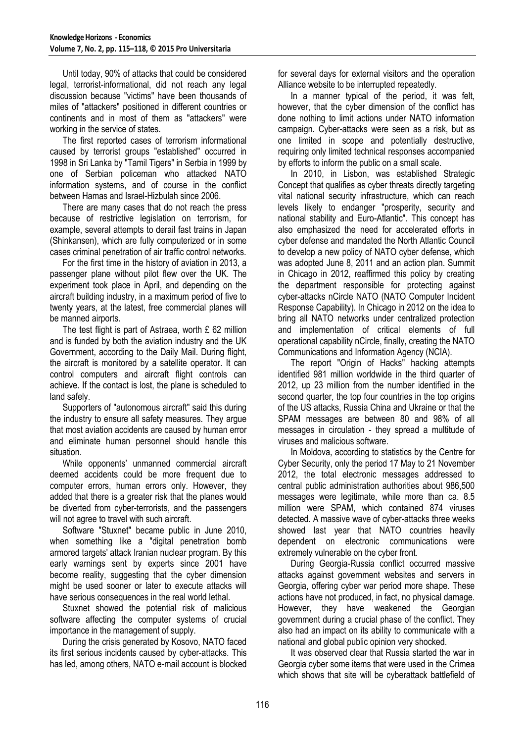Until today, 90% of attacks that could be considered legal, terrorist-informational, did not reach any legal discussion because "victims" have been thousands of miles of "attackers" positioned in different countries or continents and in most of them as "attackers" were working in the service of states.

The first reported cases of terrorism informational caused by terrorist groups "established" occurred in 1998 in Sri Lanka by "Tamil Tigers" in Serbia in 1999 by one of Serbian policeman who attacked NATO information systems, and of course in the conflict between Hamas and Israel-Hizbulah since 2006.

There are many cases that do not reach the press because of restrictive legislation on terrorism, for example, several attempts to derail fast trains in Japan (Shinkansen), which are fully computerized or in some cases criminal penetration of air traffic control networks.

For the first time in the history of aviation in 2013, a passenger plane without pilot flew over the UK. The experiment took place in April, and depending on the aircraft building industry, in a maximum period of five to twenty years, at the latest, free commercial planes will be manned airports.

The test flight is part of Astraea, worth £ 62 million and is funded by both the aviation industry and the UK Government, according to the Daily Mail. During flight, the aircraft is monitored by a satellite operator. It can control computers and aircraft flight controls can achieve. If the contact is lost, the plane is scheduled to land safely.

Supporters of "autonomous aircraft" said this during the industry to ensure all safety measures. They argue that most aviation accidents are caused by human error and eliminate human personnel should handle this situation.

While opponents' unmanned commercial aircraft deemed accidents could be more frequent due to computer errors, human errors only. However, they added that there is a greater risk that the planes would be diverted from cyber-terrorists, and the passengers will not agree to travel with such aircraft.

Software "Stuxnet" became public in June 2010, when something like a "digital penetration bomb armored targets' attack Iranian nuclear program. By this early warnings sent by experts since 2001 have become reality, suggesting that the cyber dimension might be used sooner or later to execute attacks will have serious consequences in the real world lethal.

Stuxnet showed the potential risk of malicious software affecting the computer systems of crucial importance in the management of supply.

During the crisis generated by Kosovo, NATO faced its first serious incidents caused by cyber-attacks. This has led, among others, NATO e-mail account is blocked for several days for external visitors and the operation Alliance website to be interrupted repeatedly.

In a manner typical of the period, it was felt, however, that the cyber dimension of the conflict has done nothing to limit actions under NATO information campaign. Cyber-attacks were seen as a risk, but as one limited in scope and potentially destructive, requiring only limited technical responses accompanied by efforts to inform the public on a small scale.

In 2010, in Lisbon, was established Strategic Concept that qualifies as cyber threats directly targeting vital national security infrastructure, which can reach levels likely to endanger "prosperity, security and national stability and Euro-Atlantic". This concept has also emphasized the need for accelerated efforts in cyber defense and mandated the North Atlantic Council to develop a new policy of NATO cyber defense, which was adopted June 8, 2011 and an action plan. Summit in Chicago in 2012, reaffirmed this policy by creating the department responsible for protecting against cyber-attacks nCircle NATO (NATO Computer Incident Response Capability). In Chicago in 2012 on the idea to bring all NATO networks under centralized protection and implementation of critical elements of full operational capability nCircle, finally, creating the NATO Communications and Information Agency (NCIA).

The report "Origin of Hacks" hacking attempts identified 981 million worldwide in the third quarter of 2012, up 23 million from the number identified in the second quarter, the top four countries in the top origins of the US attacks, Russia China and Ukraine or that the SPAM messages are between 80 and 98% of all messages in circulation - they spread a multitude of viruses and malicious software.

In Moldova, according to statistics by the Centre for Cyber Security, only the period 17 May to 21 November 2012, the total electronic messages addressed to central public administration authorities about 986,500 messages were legitimate, while more than ca. 8.5 million were SPAM, which contained 874 viruses detected. A massive wave of cyber-attacks three weeks showed last year that NATO countries heavily dependent on electronic communications were extremely vulnerable on the cyber front.

During Georgia-Russia conflict occurred massive attacks against government websites and servers in Georgia, offering cyber war period more shape. These actions have not produced, in fact, no physical damage. However, they have weakened the Georgian government during a crucial phase of the conflict. They also had an impact on its ability to communicate with a national and global public opinion very shocked.

It was observed clear that Russia started the war in Georgia cyber some items that were used in the Crimea which shows that site will be cyberattack battlefield of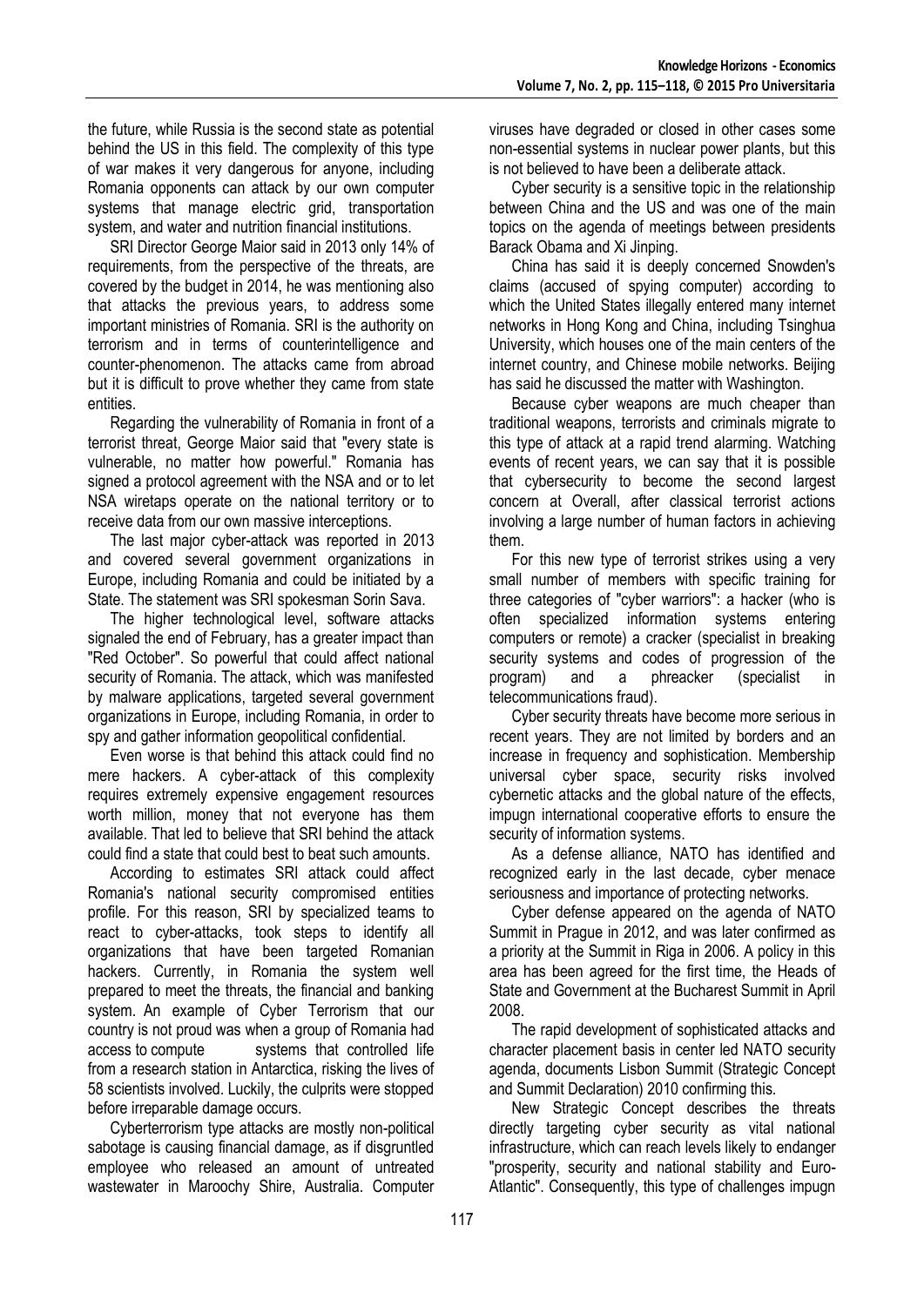the future, while Russia is the second state as potential behind the US in this field. The complexity of this type of war makes it very dangerous for anyone, including Romania opponents can attack by our own computer systems that manage electric grid, transportation system, and water and nutrition financial institutions.

SRI Director George Maior said in 2013 only 14% of requirements, from the perspective of the threats, are covered by the budget in 2014, he was mentioning also that attacks the previous years, to address some important ministries of Romania. SRI is the authority on terrorism and in terms of counterintelligence and counter-phenomenon. The attacks came from abroad but it is difficult to prove whether they came from state entities.

Regarding the vulnerability of Romania in front of a terrorist threat, George Maior said that "every state is vulnerable, no matter how powerful." Romania has signed a protocol agreement with the NSA and or to let NSA wiretaps operate on the national territory or to receive data from our own massive interceptions.

The last major cyber-attack was reported in 2013 and covered several government organizations in Europe, including Romania and could be initiated by a State. The statement was SRI spokesman Sorin Sava.

The higher technological level, software attacks signaled the end of February, has a greater impact than "Red October". So powerful that could affect national security of Romania. The attack, which was manifested by malware applications, targeted several government organizations in Europe, including Romania, in order to spy and gather information geopolitical confidential.

Even worse is that behind this attack could find no mere hackers. A cyber-attack of this complexity requires extremely expensive engagement resources worth million, money that not everyone has them available. That led to believe that SRI behind the attack could find a state that could best to beat such amounts.

According to estimates SRI attack could affect Romania's national security compromised entities profile. For this reason, SRI by specialized teams to react to cyber-attacks, took steps to identify all organizations that have been targeted Romanian hackers. Currently, in Romania the system well prepared to meet the threats, the financial and banking system. An example of Cyber Terrorism that our country is not proud was when a group of Romania had access to compute systems that controlled life from a research station in Antarctica, risking the lives of 58 scientists involved. Luckily, the culprits were stopped before irreparable damage occurs.

Cyberterrorism type attacks are mostly non-political sabotage is causing financial damage, as if disgruntled employee who released an amount of untreated wastewater in Maroochy Shire, Australia. Computer viruses have degraded or closed in other cases some non-essential systems in nuclear power plants, but this is not believed to have been a deliberate attack.

Cyber security is a sensitive topic in the relationship between China and the US and was one of the main topics on the agenda of meetings between presidents Barack Obama and Xi Jinping.

China has said it is deeply concerned Snowden's claims (accused of spying computer) according to which the United States illegally entered many internet networks in Hong Kong and China, including Tsinghua University, which houses one of the main centers of the internet country, and Chinese mobile networks. Beijing has said he discussed the matter with Washington.

Because cyber weapons are much cheaper than traditional weapons, terrorists and criminals migrate to this type of attack at a rapid trend alarming. Watching events of recent years, we can say that it is possible that cybersecurity to become the second largest concern at Overall, after classical terrorist actions involving a large number of human factors in achieving them.

For this new type of terrorist strikes using a very small number of members with specific training for three categories of "cyber warriors": a hacker (who is often specialized information systems entering computers or remote) a cracker (specialist in breaking security systems and codes of progression of the program) and a phreacker (specialist in telecommunications fraud).

Cyber security threats have become more serious in recent years. They are not limited by borders and an increase in frequency and sophistication. Membership universal cyber space, security risks involved cybernetic attacks and the global nature of the effects, impugn international cooperative efforts to ensure the security of information systems.

As a defense alliance, NATO has identified and recognized early in the last decade, cyber menace seriousness and importance of protecting networks.

Cyber defense appeared on the agenda of NATO Summit in Prague in 2012, and was later confirmed as a priority at the Summit in Riga in 2006. A policy in this area has been agreed for the first time, the Heads of State and Government at the Bucharest Summit in April 2008.

The rapid development of sophisticated attacks and character placement basis in center led NATO security agenda, documents Lisbon Summit (Strategic Concept and Summit Declaration) 2010 confirming this.

New Strategic Concept describes the threats directly targeting cyber security as vital national infrastructure, which can reach levels likely to endanger "prosperity, security and national stability and Euro-Atlantic". Consequently, this type of challenges impugn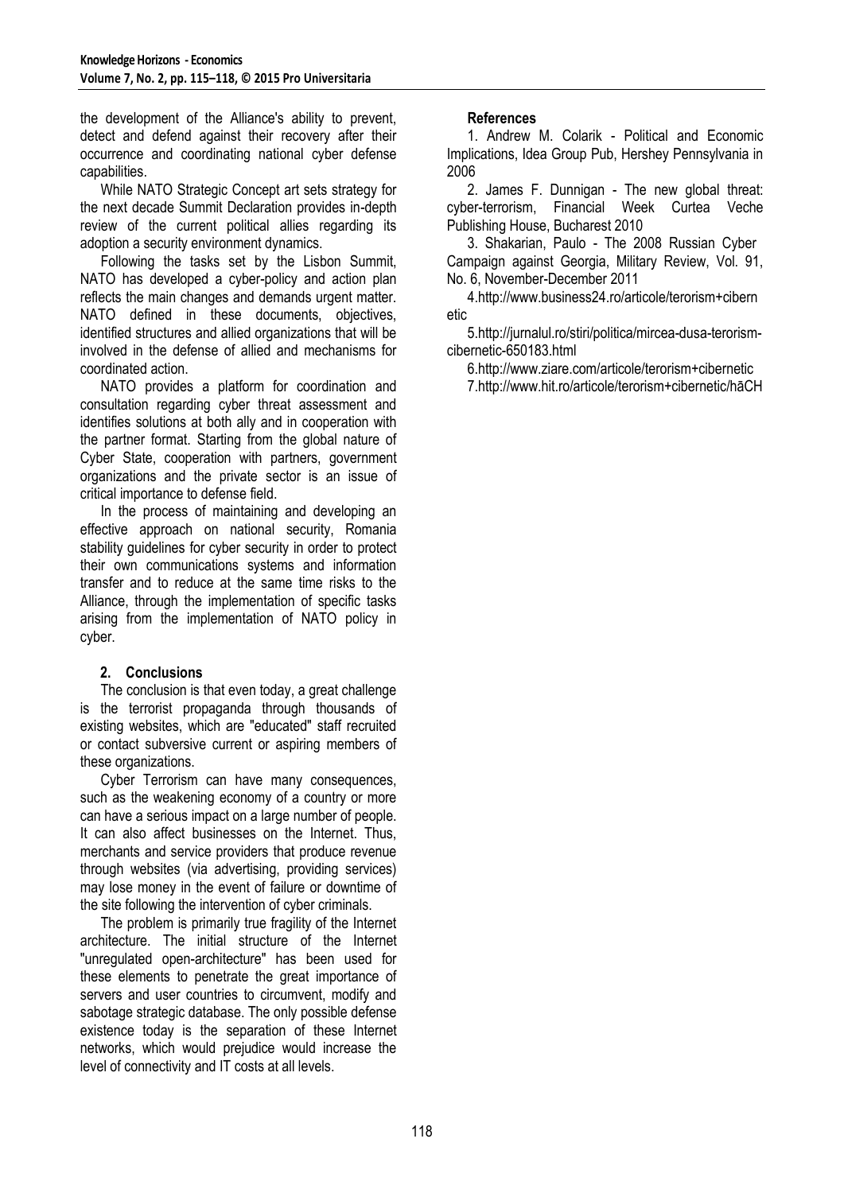the development of the Alliance's ability to prevent, detect and defend against their recovery after their occurrence and coordinating national cyber defense capabilities.

While NATO Strategic Concept art sets strategy for the next decade Summit Declaration provides in-depth review of the current political allies regarding its adoption a security environment dynamics.

Following the tasks set by the Lisbon Summit, NATO has developed a cyber-policy and action plan reflects the main changes and demands urgent matter. NATO defined in these documents, objectives, identified structures and allied organizations that will be involved in the defense of allied and mechanisms for coordinated action.

NATO provides a platform for coordination and consultation regarding cyber threat assessment and identifies solutions at both ally and in cooperation with the partner format. Starting from the global nature of Cyber State, cooperation with partners, government organizations and the private sector is an issue of critical importance to defense field.

In the process of maintaining and developing an effective approach on national security, Romania stability guidelines for cyber security in order to protect their own communications systems and information transfer and to reduce at the same time risks to the Alliance, through the implementation of specific tasks arising from the implementation of NATO policy in cyber.

## 2. Conclusions

The conclusion is that even today, a great challenge is the terrorist propaganda through thousands of existing websites, which are "educated" staff recruited or contact subversive current or aspiring members of these organizations.

Cyber Terrorism can have many consequences, such as the weakening economy of a country or more can have a serious impact on a large number of people. It can also affect businesses on the Internet. Thus, merchants and service providers that produce revenue through websites (via advertising, providing services) may lose money in the event of failure or downtime of the site following the intervention of cyber criminals.

The problem is primarily true fragility of the Internet architecture. The initial structure of the Internet "unregulated open-architecture" has been used for these elements to penetrate the great importance of servers and user countries to circumvent, modify and sabotage strategic database. The only possible defense existence today is the separation of these Internet networks, which would prejudice would increase the level of connectivity and IT costs at all levels.

## References

1. Andrew M. Colarik - Political and Economic Implications, Idea Group Pub, Hershey Pennsylvania in 2006
2. James F. Dunnigan - The new global threat: cyber-terrorism, Financial Week Curtea Veche Publishing House, Bucharest 2010
3. Shakarian, Paulo - The 2008 Russian Cyber Campaign against Georgia, Military Review, Vol. 91, No. 6, November-December 2011
4. http://www.business24.ro/articole/terorism+cibernetic
5. http://jurnalul.ro/stiri/politica/mircea-dusa-terorism-cibernetic-650183.html
6. http://www.ziare.com/articole/terorism+cibernetic
7. http://www.hit.ro/articole/terorism+cibernetic/hāCH